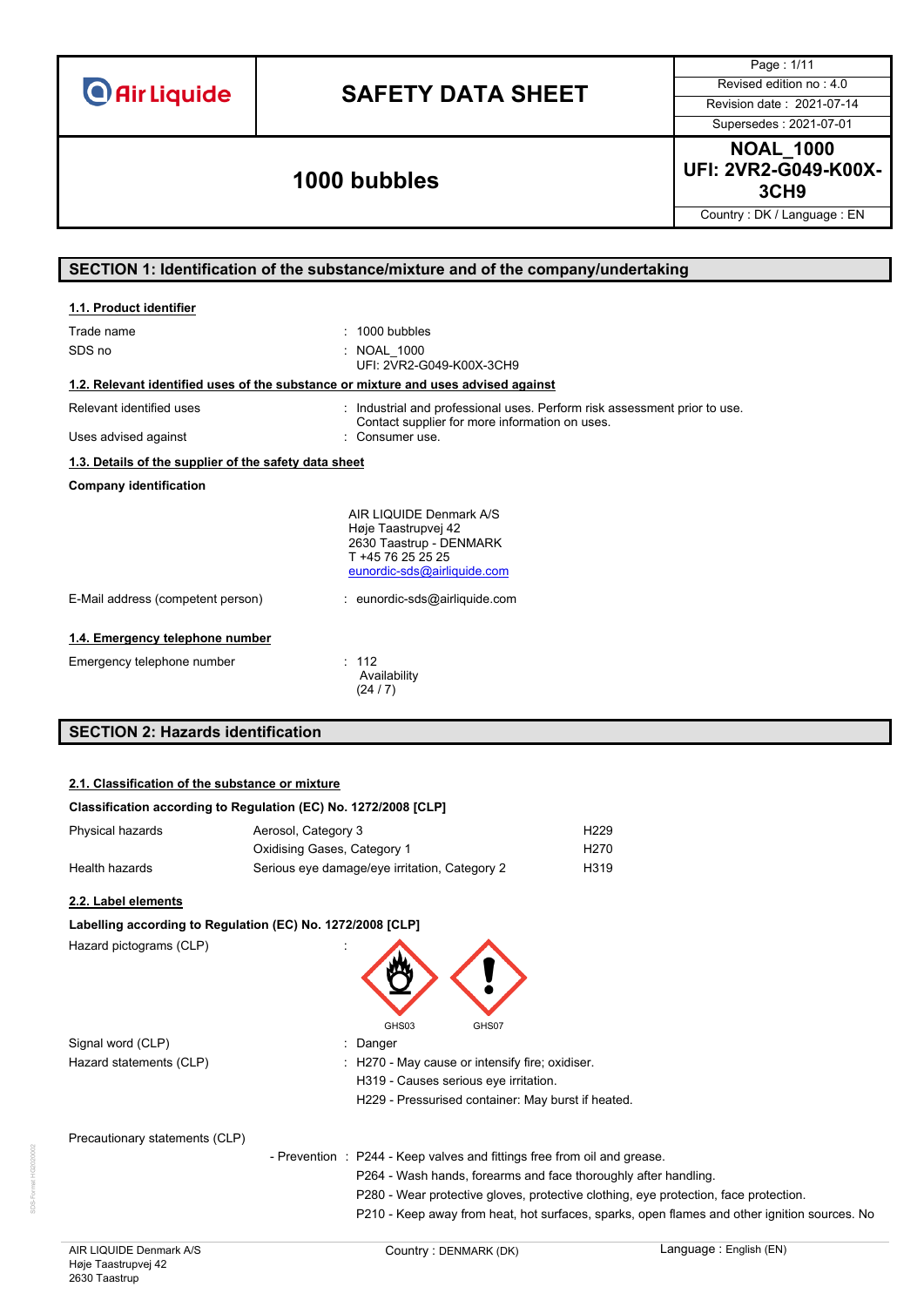# SAFETY DATA SHEET

**1000 bubbles**

| | |
|---|---|
| Revised edition no : 4.0 | |
| Revision date : 2021-07-14 | |
| Supersedes : 2021-07-01 | |

**NOAL_1000**
**UFI: 2VR2-G049-K00X-3CH9**

Country : DK / Language : EN

## SECTION 1: Identification of the substance/mixture and of the company/undertaking

### 1.1. Product identifier

Trade name : 1000 bubbles

SDS no : NOAL_1000
UFI: 2VR2-G049-K00X-3CH9

### 1.2. Relevant identified uses of the substance or mixture and uses advised against

Relevant identified uses : Industrial and professional uses. Perform risk assessment prior to use. Contact supplier for more information on uses.

Uses advised against : Consumer use.

### 1.3. Details of the supplier of the safety data sheet

**Company identification**

AIR LIQUIDE Denmark A/S
Høje Taastrupvej 42
2630 Taastrup - DENMARK
T +45 76 25 25 25
eunordic-sds@airliquide.com

E-Mail address (competent person) : eunordic-sds@airliquide.com

### 1.4. Emergency telephone number

Emergency telephone number : 112
Availability
(24 / 7)

## SECTION 2: Hazards identification

### 2.1. Classification of the substance or mixture

**Classification according to Regulation (EC) No. 1272/2008 [CLP]**

| | | |
|---|---|---|
| Physical hazards | Aerosol, Category 3 | H229 |
| | Oxidising Gases, Category 1 | H270 |
| Health hazards | Serious eye damage/eye irritation, Category 2 | H319 |

### 2.2. Label elements

**Labelling according to Regulation (EC) No. 1272/2008 [CLP]**

Hazard pictograms (CLP) :

GHS03 GHS07

Signal word (CLP) : Danger

Hazard statements (CLP) : H270 - May cause or intensify fire; oxidiser.
H319 - Causes serious eye irritation.
H229 - Pressurised container: May burst if heated.

Precautionary statements (CLP)

- Prevention : P244 - Keep valves and fittings free from oil and grease.
P264 - Wash hands, forearms and face thoroughly after handling.
P280 - Wear protective gloves, protective clothing, eye protection, face protection.
P210 - Keep away from heat, hot surfaces, sparks, open flames and other ignition sources. No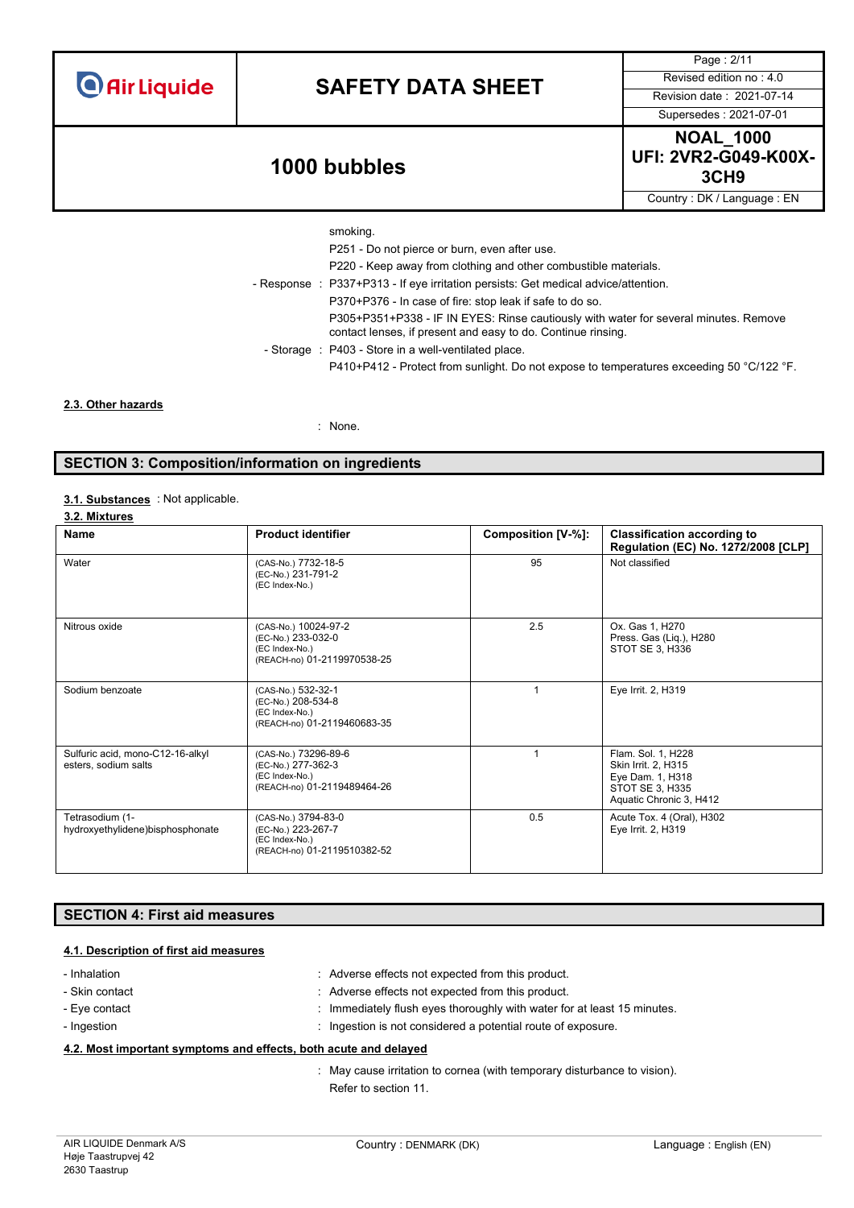smoking.

P251 - Do not pierce or burn, even after use.

P220 - Keep away from clothing and other combustible materials.

- Response : P337+P313 - If eye irritation persists: Get medical advice/attention.

P370+P376 - In case of fire: stop leak if safe to do so.

P305+P351+P338 - IF IN EYES: Rinse cautiously with water for several minutes. Remove contact lenses, if present and easy to do. Continue rinsing.

- Storage : P403 - Store in a well-ventilated place.

P410+P412 - Protect from sunlight. Do not expose to temperatures exceeding 50 °C/122 °F.

### 2.3. Other hazards

: None.

## SECTION 3: Composition/information on ingredients

**3.1. Substances** : Not applicable.

### 3.2. Mixtures

| Name | Product identifier | Composition [V-%]: | Classification according to Regulation (EC) No. 1272/2008 [CLP] |
|---|---|---|---|
| Water | (CAS-No.) 7732-18-5<br>(EC-No.) 231-791-2<br>(EC Index-No.) | 95 | Not classified |
| Nitrous oxide | (CAS-No.) 10024-97-2<br>(EC-No.) 233-032-0<br>(EC Index-No.)<br>(REACH-no) 01-2119970538-25 | 2.5 | Ox. Gas 1, H270<br>Press. Gas (Liq.), H280<br>STOT SE 3, H336 |
| Sodium benzoate | (CAS-No.) 532-32-1<br>(EC-No.) 208-534-8<br>(EC Index-No.)<br>(REACH-no) 01-2119460683-35 | 1 | Eye Irrit. 2, H319 |
| Sulfuric acid, mono-C12-16-alkyl esters, sodium salts | (CAS-No.) 73296-89-6<br>(EC-No.) 277-362-3<br>(EC Index-No.)<br>(REACH-no) 01-2119489464-26 | 1 | Flam. Sol. 1, H228<br>Skin Irrit. 2, H315<br>Eye Dam. 1, H318<br>STOT SE 3, H335<br>Aquatic Chronic 3, H412 |
| Tetrasodium (1-hydroxyethylidene)bisphosphonate | (CAS-No.) 3794-83-0<br>(EC-No.) 223-267-7<br>(EC Index-No.)<br>(REACH-no) 01-2119510382-52 | 0.5 | Acute Tox. 4 (Oral), H302<br>Eye Irrit. 2, H319 |

## SECTION 4: First aid measures

### 4.1. Description of first aid measures

- Inhalation : Adverse effects not expected from this product.
- Skin contact : Adverse effects not expected from this product.
- Eye contact : Immediately flush eyes thoroughly with water for at least 15 minutes.
- Ingestion : Ingestion is not considered a potential route of exposure.

### 4.2. Most important symptoms and effects, both acute and delayed

: May cause irritation to cornea (with temporary disturbance to vision).

Refer to section 11.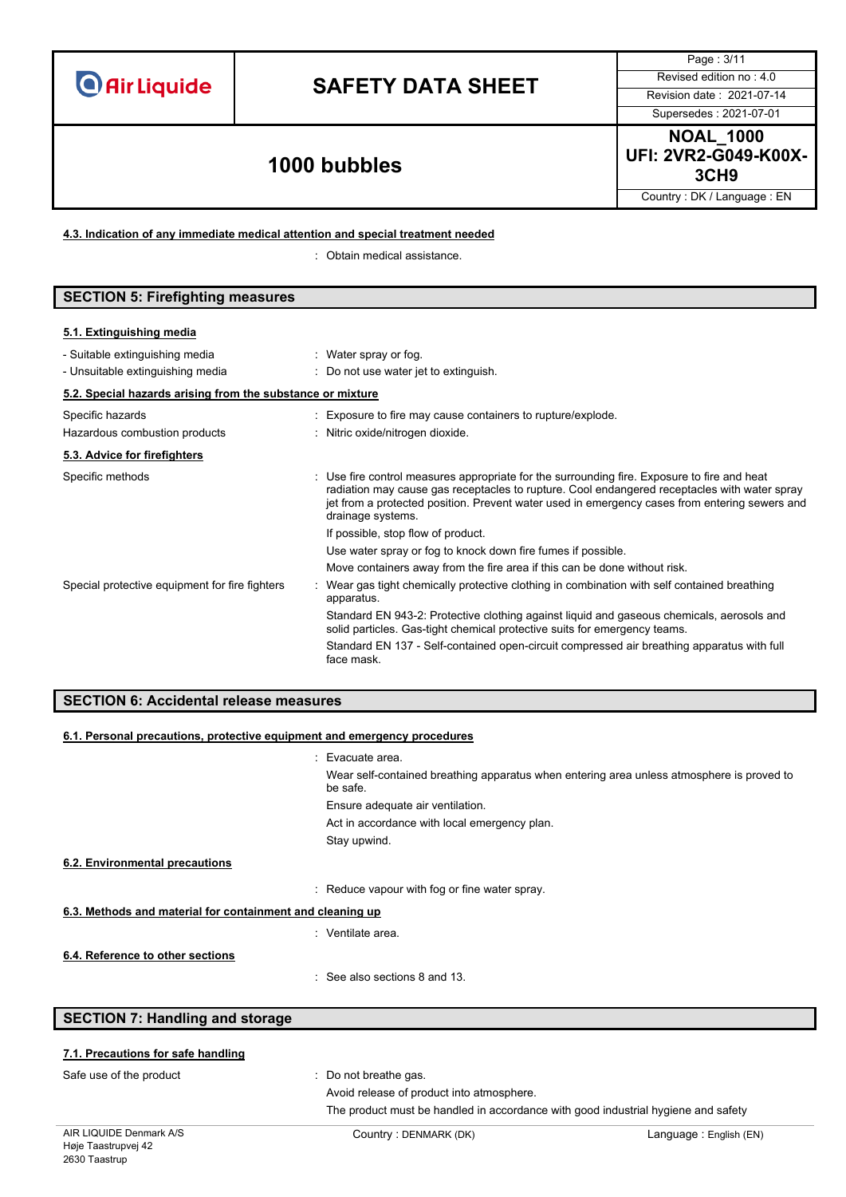#### 4.3. Indication of any immediate medical attention and special treatment needed

: Obtain medical assistance.

## SECTION 5: Firefighting measures

#### 5.1. Extinguishing media

| | |
|---|---|
| - Suitable extinguishing media | : Water spray or fog. |
| - Unsuitable extinguishing media | : Do not use water jet to extinguish. |

#### 5.2. Special hazards arising from the substance or mixture

| | |
|---|---|
| Specific hazards | : Exposure to fire may cause containers to rupture/explode. |
| Hazardous combustion products | : Nitric oxide/nitrogen dioxide. |

#### 5.3. Advice for firefighters

Specific methods : Use fire control measures appropriate for the surrounding fire. Exposure to fire and heat radiation may cause gas receptacles to rupture. Cool endangered receptacles with water spray jet from a protected position. Prevent water used in emergency cases from entering sewers and drainage systems.

If possible, stop flow of product.

Use water spray or fog to knock down fire fumes if possible.

Move containers away from the fire area if this can be done without risk.

Special protective equipment for fire fighters : Wear gas tight chemically protective clothing in combination with self contained breathing apparatus.

Standard EN 943-2: Protective clothing against liquid and gaseous chemicals, aerosols and solid particles. Gas-tight chemical protective suits for emergency teams.

Standard EN 137 - Self-contained open-circuit compressed air breathing apparatus with full face mask.

## SECTION 6: Accidental release measures

#### 6.1. Personal precautions, protective equipment and emergency procedures

: Evacuate area.

Wear self-contained breathing apparatus when entering area unless atmosphere is proved to be safe.

Ensure adequate air ventilation.

Act in accordance with local emergency plan.

Stay upwind.

#### 6.2. Environmental precautions

: Reduce vapour with fog or fine water spray.

#### 6.3. Methods and material for containment and cleaning up

: Ventilate area.

#### 6.4. Reference to other sections

: See also sections 8 and 13.

## SECTION 7: Handling and storage

#### 7.1. Precautions for safe handling

Safe use of the product : Do not breathe gas.

Avoid release of product into atmosphere.

The product must be handled in accordance with good industrial hygiene and safety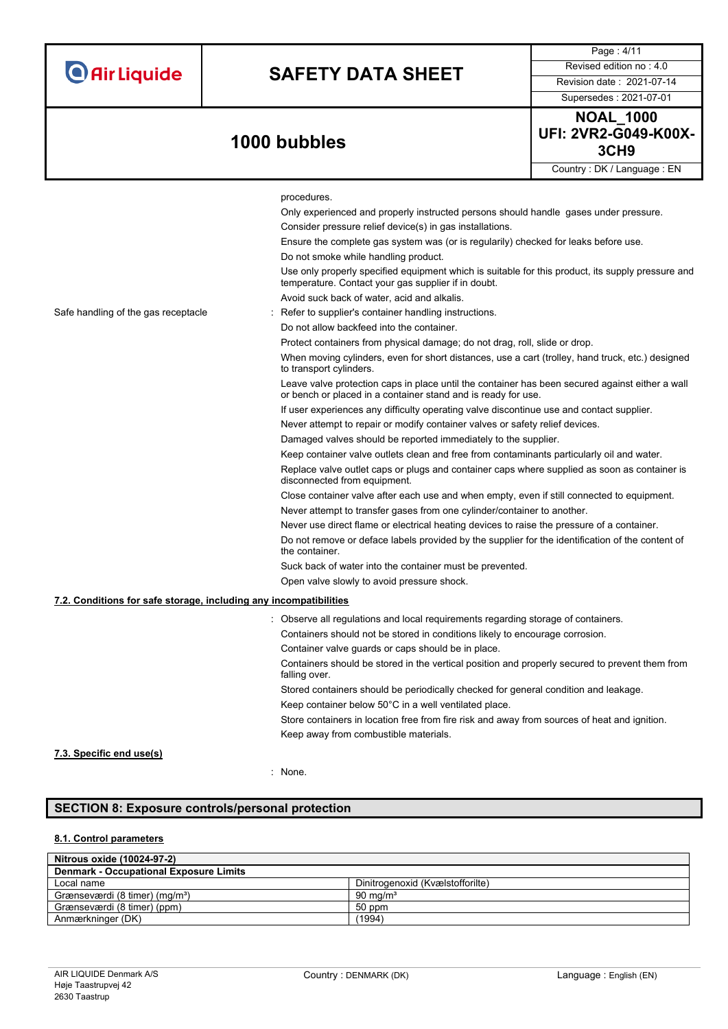procedures.

Only experienced and properly instructed persons should handle gases under pressure.

Consider pressure relief device(s) in gas installations.

Ensure the complete gas system was (or is regularily) checked for leaks before use.

Do not smoke while handling product.

Use only properly specified equipment which is suitable for this product, its supply pressure and temperature. Contact your gas supplier if in doubt.

Avoid suck back of water, acid and alkalis.

Safe handling of the gas receptacle : Refer to supplier's container handling instructions.

Do not allow backfeed into the container.

Protect containers from physical damage; do not drag, roll, slide or drop.

When moving cylinders, even for short distances, use a cart (trolley, hand truck, etc.) designed to transport cylinders.

Leave valve protection caps in place until the container has been secured against either a wall or bench or placed in a container stand and is ready for use.

If user experiences any difficulty operating valve discontinue use and contact supplier.

Never attempt to repair or modify container valves or safety relief devices.

Damaged valves should be reported immediately to the supplier.

Keep container valve outlets clean and free from contaminants particularly oil and water.

Replace valve outlet caps or plugs and container caps where supplied as soon as container is disconnected from equipment.

Close container valve after each use and when empty, even if still connected to equipment.

Never attempt to transfer gases from one cylinder/container to another.

Never use direct flame or electrical heating devices to raise the pressure of a container.

Do not remove or deface labels provided by the supplier for the identification of the content of the container.

Suck back of water into the container must be prevented.

Open valve slowly to avoid pressure shock.

### 7.2. Conditions for safe storage, including any incompatibilities

: Observe all regulations and local requirements regarding storage of containers.

Containers should not be stored in conditions likely to encourage corrosion.

Container valve guards or caps should be in place.

Containers should be stored in the vertical position and properly secured to prevent them from falling over.

Stored containers should be periodically checked for general condition and leakage.

Keep container below 50°C in a well ventilated place.

Store containers in location free from fire risk and away from sources of heat and ignition.

Keep away from combustible materials.

### 7.3. Specific end use(s)

: None.

## SECTION 8: Exposure controls/personal protection

### 8.1. Control parameters

| Nitrous oxide (10024-97-2) | |
|---|---|
| **Denmark - Occupational Exposure Limits** | |
| Local name | Dinitrogenoxid (Kvælstofforilte) |
| Grænseværdi (8 timer) (mg/m³) | 90 mg/m³ |
| Grænseværdi (8 timer) (ppm) | 50 ppm |
| Anmærkninger (DK) | (1994) |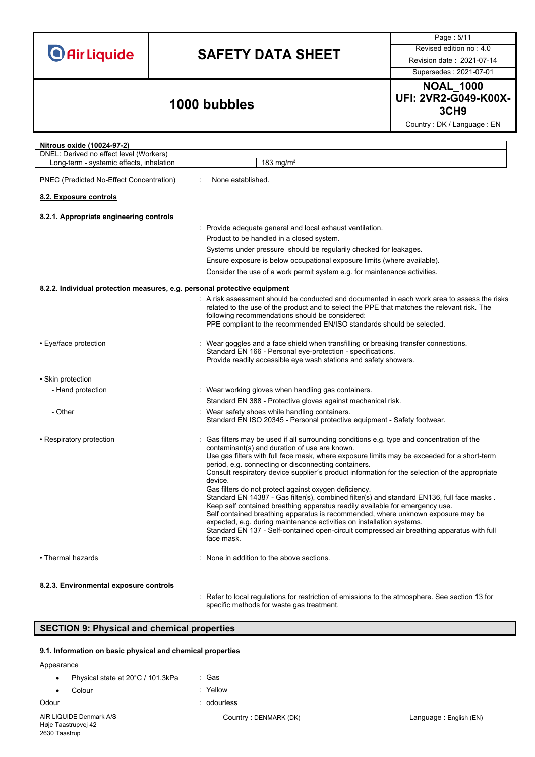| Nitrous oxide (10024-97-2) | |
|---|---|
| DNEL: Derived no effect level (Workers) | |
| Long-term - systemic effects, inhalation | 183 mg/m³ |

PNEC (Predicted No-Effect Concentration) : None established.

### 8.2. Exposure controls

#### 8.2.1. Appropriate engineering controls

: Provide adequate general and local exhaust ventilation.
Product to be handled in a closed system.
Systems under pressure should be regularly checked for leakages.
Ensure exposure is below occupational exposure limits (where available).
Consider the use of a work permit system e.g. for maintenance activities.

#### 8.2.2. Individual protection measures, e.g. personal protective equipment

: A risk assessment should be conducted and documented in each work area to assess the risks related to the use of the product and to select the PPE that matches the relevant risk. The following recommendations should be considered:
PPE compliant to the recommended EN/ISO standards should be selected.

- Eye/face protection : Wear goggles and a face shield when transfilling or breaking transfer connections.
Standard EN 166 - Personal eye-protection - specifications.
Provide readily accessible eye wash stations and safety showers.

- Skin protection
  - Hand protection : Wear working gloves when handling gas containers.
Standard EN 388 - Protective gloves against mechanical risk.
  - Other : Wear safety shoes while handling containers.
Standard EN ISO 20345 - Personal protective equipment - Safety footwear.

- Respiratory protection : Gas filters may be used if all surrounding conditions e.g. type and concentration of the contaminant(s) and duration of use are known.
Use gas filters with full face mask, where exposure limits may be exceeded for a short-term period, e.g. connecting or disconnecting containers.
Consult respiratory device supplier´s product information for the selection of the appropriate device.
Gas filters do not protect against oxygen deficiency.
Standard EN 14387 - Gas filter(s), combined filter(s) and standard EN136, full face masks .
Keep self contained breathing apparatus readily available for emergency use.
Self contained breathing apparatus is recommended, where unknown exposure may be expected, e.g. during maintenance activities on installation systems.
Standard EN 137 - Self-contained open-circuit compressed air breathing apparatus with full face mask.

- Thermal hazards : None in addition to the above sections.

#### 8.2.3. Environmental exposure controls

: Refer to local regulations for restriction of emissions to the atmosphere. See section 13 for specific methods for waste gas treatment.

## SECTION 9: Physical and chemical properties

### 9.1. Information on basic physical and chemical properties

Appearance

- Physical state at 20°C / 101.3kPa : Gas
- Colour : Yellow

Odour : odourless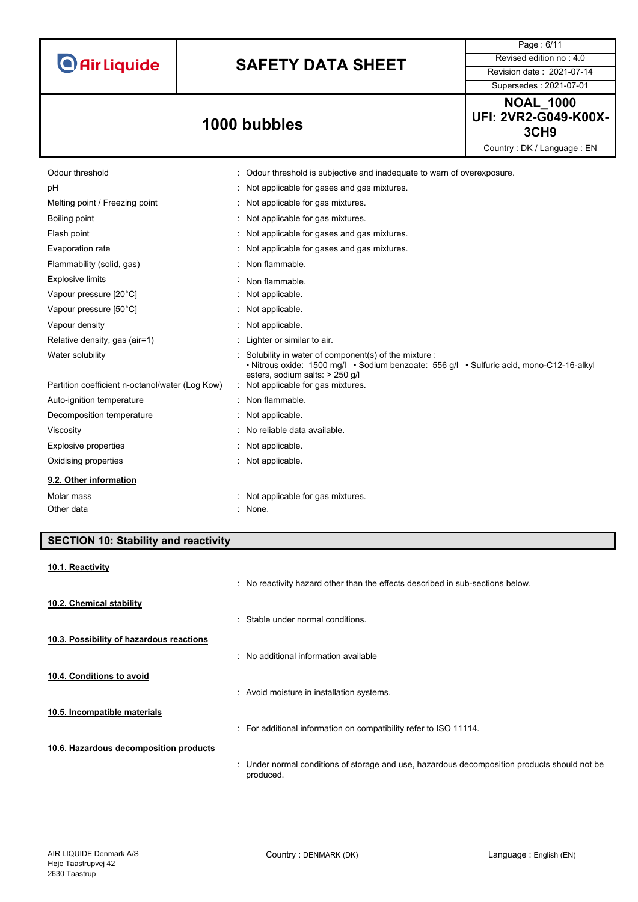| | |
|---|---|
| Odour threshold | : Odour threshold is subjective and inadequate to warn of overexposure. |
| pH | : Not applicable for gases and gas mixtures. |
| Melting point / Freezing point | : Not applicable for gas mixtures. |
| Boiling point | : Not applicable for gas mixtures. |
| Flash point | : Not applicable for gases and gas mixtures. |
| Evaporation rate | : Not applicable for gases and gas mixtures. |
| Flammability (solid, gas) | : Non flammable. |
| Explosive limits | : Non flammable. |
| Vapour pressure [20°C] | : Not applicable. |
| Vapour pressure [50°C] | : Not applicable. |
| Vapour density | : Not applicable. |
| Relative density, gas (air=1) | : Lighter or similar to air. |
| Water solubility | : Solubility in water of component(s) of the mixture :<br>• Nitrous oxide: 1500 mg/l • Sodium benzoate: 556 g/l • Sulfuric acid, mono-C12-16-alkyl esters, sodium salts: > 250 g/l |
| Partition coefficient n-octanol/water (Log Kow) | : Not applicable for gas mixtures. |
| Auto-ignition temperature | : Non flammable. |
| Decomposition temperature | : Not applicable. |
| Viscosity | : No reliable data available. |
| Explosive properties | : Not applicable. |
| Oxidising properties | : Not applicable. |

### 9.2. Other information

| | |
|---|---|
| Molar mass | : Not applicable for gas mixtures. |
| Other data | : None. |

## SECTION 10: Stability and reactivity

### 10.1. Reactivity

: No reactivity hazard other than the effects described in sub-sections below.

### 10.2. Chemical stability

: Stable under normal conditions.

### 10.3. Possibility of hazardous reactions

: No additional information available

### 10.4. Conditions to avoid

: Avoid moisture in installation systems.

### 10.5. Incompatible materials

: For additional information on compatibility refer to ISO 11114.

### 10.6. Hazardous decomposition products

: Under normal conditions of storage and use, hazardous decomposition products should not be produced.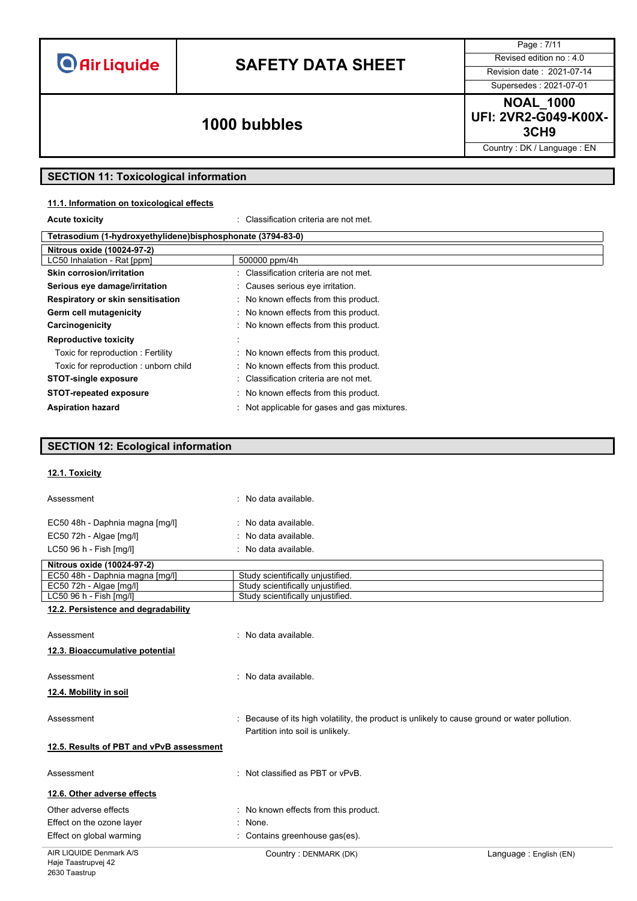## SECTION 11: Toxicological information

### 11.1. Information on toxicological effects

**Acute toxicity** : Classification criteria are not met.

| Tetrasodium (1-hydroxyethylidene)bisphosphonate (3794-83-0) | |
|---|---|
| **Nitrous oxide (10024-97-2)** | |
| LC50 Inhalation - Rat [ppm] | 500000 ppm/4h |

**Skin corrosion/irritation** : Classification criteria are not met.

**Serious eye damage/irritation** : Causes serious eye irritation.

**Respiratory or skin sensitisation** : No known effects from this product.

**Germ cell mutagenicity** : No known effects from this product.

**Carcinogenicity** : No known effects from this product.

**Reproductive toxicity** :

- Toxic for reproduction : Fertility : No known effects from this product.
- Toxic for reproduction : unborn child : No known effects from this product.

**STOT-single exposure** : Classification criteria are not met.

**STOT-repeated exposure** : No known effects from this product.

**Aspiration hazard** : Not applicable for gases and gas mixtures.

## SECTION 12: Ecological information

### 12.1. Toxicity

Assessment : No data available.

EC50 48h - Daphnia magna [mg/l] : No data available.

EC50 72h - Algae [mg/l] : No data available.

LC50 96 h - Fish [mg/l] : No data available.

| Nitrous oxide (10024-97-2) | |
|---|---|
| EC50 48h - Daphnia magna [mg/l] | Study scientifically unjustified. |
| EC50 72h - Algae [mg/l] | Study scientifically unjustified. |
| LC50 96 h - Fish [mg/l] | Study scientifically unjustified. |

### 12.2. Persistence and degradability

Assessment : No data available.

### 12.3. Bioaccumulative potential

Assessment : No data available.

### 12.4. Mobility in soil

Assessment : Because of its high volatility, the product is unlikely to cause ground or water pollution. Partition into soil is unlikely.

### 12.5. Results of PBT and vPvB assessment

Assessment : Not classified as PBT or vPvB.

### 12.6. Other adverse effects

Other adverse effects : No known effects from this product.

Effect on the ozone layer : None.

Effect on global warming : Contains greenhouse gas(es).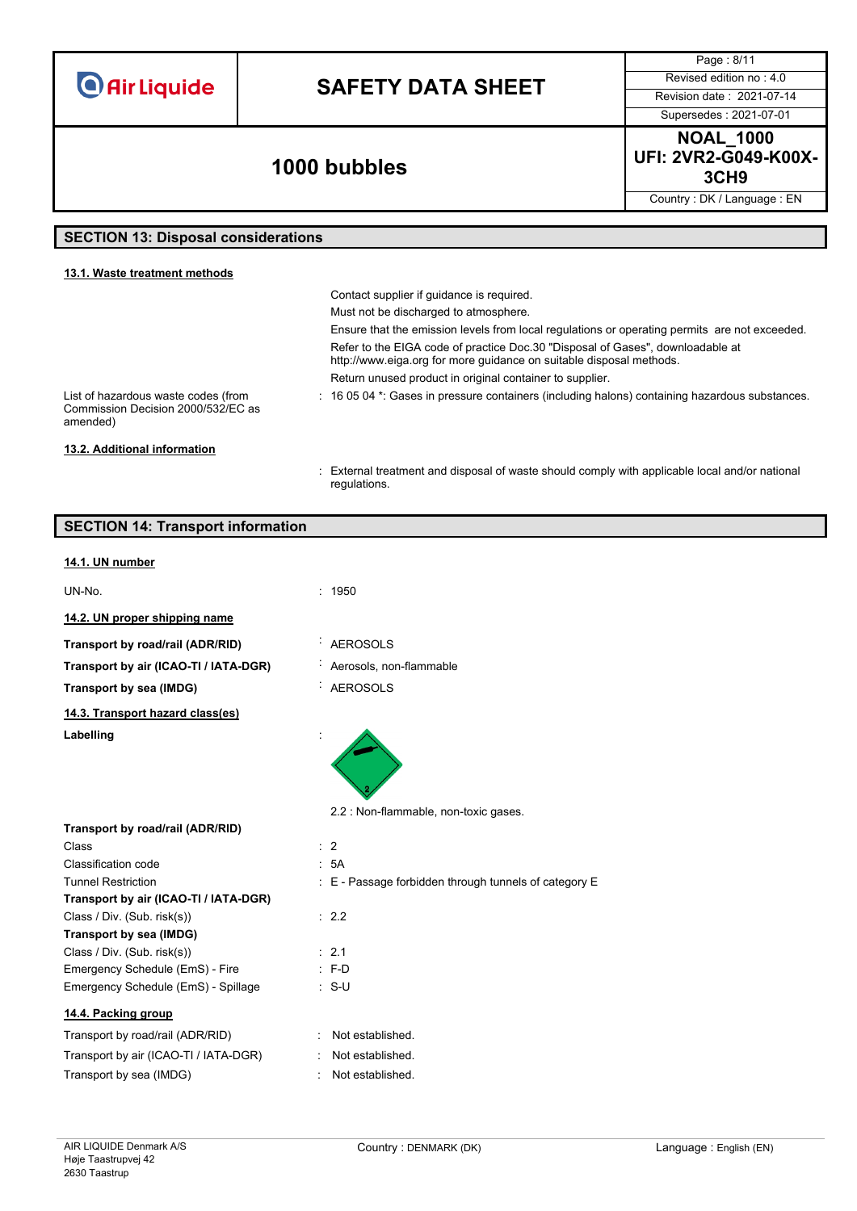## SECTION 13: Disposal considerations

### 13.1. Waste treatment methods

Contact supplier if guidance is required.

Must not be discharged to atmosphere.

Ensure that the emission levels from local regulations or operating permits are not exceeded.

Refer to the EIGA code of practice Doc.30 "Disposal of Gases", downloadable at http://www.eiga.org for more guidance on suitable disposal methods.

Return unused product in original container to supplier.

| | |
|---|---|
| List of hazardous waste codes (from Commission Decision 2000/532/EC as amended) | : 16 05 04 *: Gases in pressure containers (including halons) containing hazardous substances. |

### 13.2. Additional information

: External treatment and disposal of waste should comply with applicable local and/or national regulations.

## SECTION 14: Transport information

### 14.1. UN number

| | |
|---|---|
| UN-No. | : 1950 |

### 14.2. UN proper shipping name

| | |
|---|---|
| **Transport by road/rail (ADR/RID)** | : AEROSOLS |
| **Transport by air (ICAO-TI / IATA-DGR)** | : Aerosols, non-flammable |
| **Transport by sea (IMDG)** | : AEROSOLS |

### 14.3. Transport hazard class(es)

**Labelling** :

2.2 : Non-flammable, non-toxic gases.

| | |
|---|---|
| **Transport by road/rail (ADR/RID)** | |
| Class | : 2 |
| Classification code | : 5A |
| Tunnel Restriction | : E - Passage forbidden through tunnels of category E |
| **Transport by air (ICAO-TI / IATA-DGR)** | |
| Class / Div. (Sub. risk(s)) | : 2.2 |
| **Transport by sea (IMDG)** | |
| Class / Div. (Sub. risk(s)) | : 2.1 |
| Emergency Schedule (EmS) - Fire | : F-D |
| Emergency Schedule (EmS) - Spillage | : S-U |

### 14.4. Packing group

| | |
|---|---|
| Transport by road/rail (ADR/RID) | : Not established. |
| Transport by air (ICAO-TI / IATA-DGR) | : Not established. |
| Transport by sea (IMDG) | : Not established. |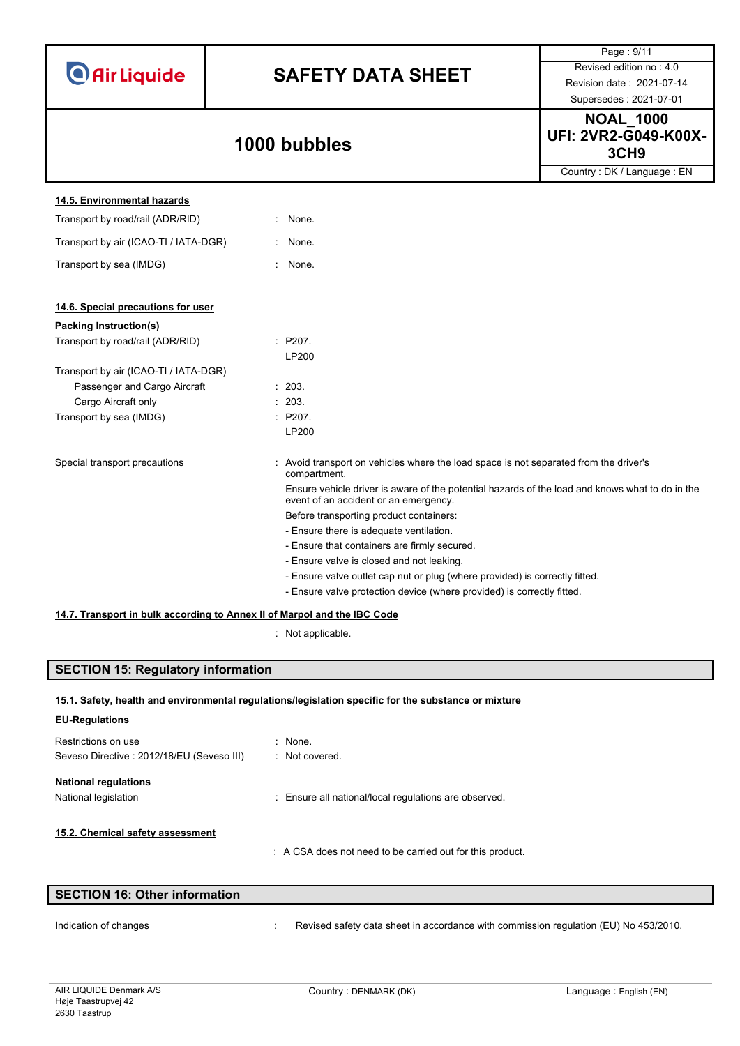### 14.5. Environmental hazards

| | |
|---|---|
| Transport by road/rail (ADR/RID) | : None. |
| Transport by air (ICAO-TI / IATA-DGR) | : None. |
| Transport by sea (IMDG) | : None. |

### 14.6. Special precautions for user

**Packing Instruction(s)**

| | |
|---|---|
| Transport by road/rail (ADR/RID) | : P207. LP200 |
| Transport by air (ICAO-TI / IATA-DGR) | |
| Passenger and Cargo Aircraft | : 203. |
| Cargo Aircraft only | : 203. |
| Transport by sea (IMDG) | : P207. LP200 |

Special transport precautions : Avoid transport on vehicles where the load space is not separated from the driver's compartment.

Ensure vehicle driver is aware of the potential hazards of the load and knows what to do in the event of an accident or an emergency.

Before transporting product containers:

- Ensure there is adequate ventilation.
- Ensure that containers are firmly secured.
- Ensure valve is closed and not leaking.
- Ensure valve outlet cap nut or plug (where provided) is correctly fitted.
- Ensure valve protection device (where provided) is correctly fitted.

### 14.7. Transport in bulk according to Annex II of Marpol and the IBC Code

: Not applicable.

## SECTION 15: Regulatory information

### 15.1. Safety, health and environmental regulations/legislation specific for the substance or mixture

**EU-Regulations**

| | |
|---|---|
| Restrictions on use | : None. |
| Seveso Directive : 2012/18/EU (Seveso III) | : Not covered. |

**National regulations**

| | |
|---|---|
| National legislation | : Ensure all national/local regulations are observed. |

### 15.2. Chemical safety assessment

: A CSA does not need to be carried out for this product.

## SECTION 16: Other information

| | |
|---|---|
| Indication of changes | : Revised safety data sheet in accordance with commission regulation (EU) No 453/2010. |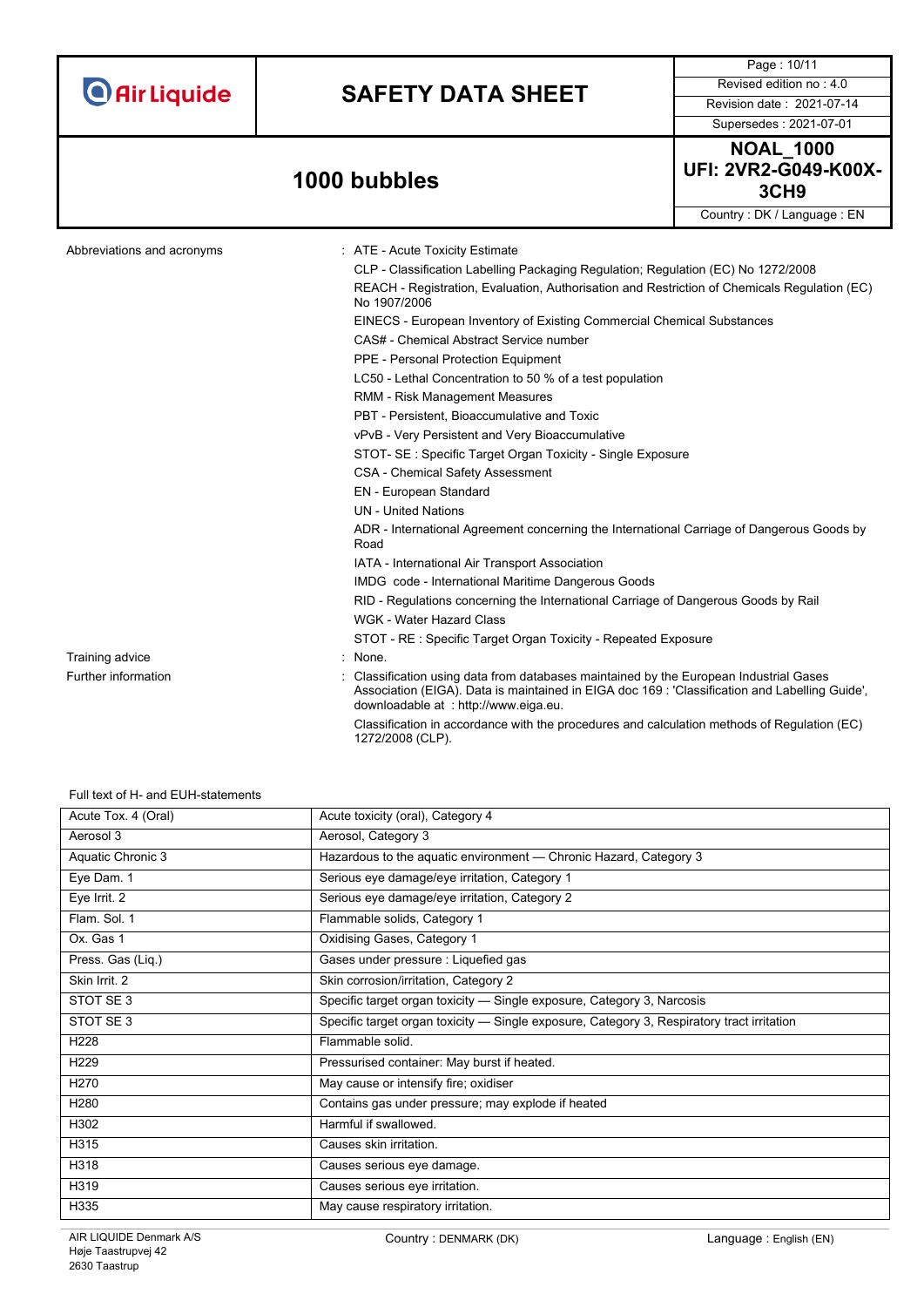Abbreviations and acronyms : ATE - Acute Toxicity Estimate

CLP - Classification Labelling Packaging Regulation; Regulation (EC) No 1272/2008

REACH - Registration, Evaluation, Authorisation and Restriction of Chemicals Regulation (EC) No 1907/2006

EINECS - European Inventory of Existing Commercial Chemical Substances

CAS# - Chemical Abstract Service number

PPE - Personal Protection Equipment

LC50 - Lethal Concentration to 50 % of a test population

RMM - Risk Management Measures

PBT - Persistent, Bioaccumulative and Toxic

vPvB - Very Persistent and Very Bioaccumulative

STOT- SE : Specific Target Organ Toxicity - Single Exposure

CSA - Chemical Safety Assessment

EN - European Standard

UN - United Nations

ADR - International Agreement concerning the International Carriage of Dangerous Goods by Road

IATA - International Air Transport Association

IMDG code - International Maritime Dangerous Goods

RID - Regulations concerning the International Carriage of Dangerous Goods by Rail

WGK - Water Hazard Class

STOT - RE : Specific Target Organ Toxicity - Repeated Exposure

Training advice : None.

Further information : Classification using data from databases maintained by the European Industrial Gases Association (EIGA). Data is maintained in EIGA doc 169 : 'Classification and Labelling Guide', downloadable at : http://www.eiga.eu.

Classification in accordance with the procedures and calculation methods of Regulation (EC) 1272/2008 (CLP).

Full text of H- and EUH-statements

| | |
|---|---|
| Acute Tox. 4 (Oral) | Acute toxicity (oral), Category 4 |
| Aerosol 3 | Aerosol, Category 3 |
| Aquatic Chronic 3 | Hazardous to the aquatic environment — Chronic Hazard, Category 3 |
| Eye Dam. 1 | Serious eye damage/eye irritation, Category 1 |
| Eye Irrit. 2 | Serious eye damage/eye irritation, Category 2 |
| Flam. Sol. 1 | Flammable solids, Category 1 |
| Ox. Gas 1 | Oxidising Gases, Category 1 |
| Press. Gas (Liq.) | Gases under pressure : Liquefied gas |
| Skin Irrit. 2 | Skin corrosion/irritation, Category 2 |
| STOT SE 3 | Specific target organ toxicity — Single exposure, Category 3, Narcosis |
| STOT SE 3 | Specific target organ toxicity — Single exposure, Category 3, Respiratory tract irritation |
| H228 | Flammable solid. |
| H229 | Pressurised container: May burst if heated. |
| H270 | May cause or intensify fire; oxidiser |
| H280 | Contains gas under pressure; may explode if heated |
| H302 | Harmful if swallowed. |
| H315 | Causes skin irritation. |
| H318 | Causes serious eye damage. |
| H319 | Causes serious eye irritation. |
| H335 | May cause respiratory irritation. |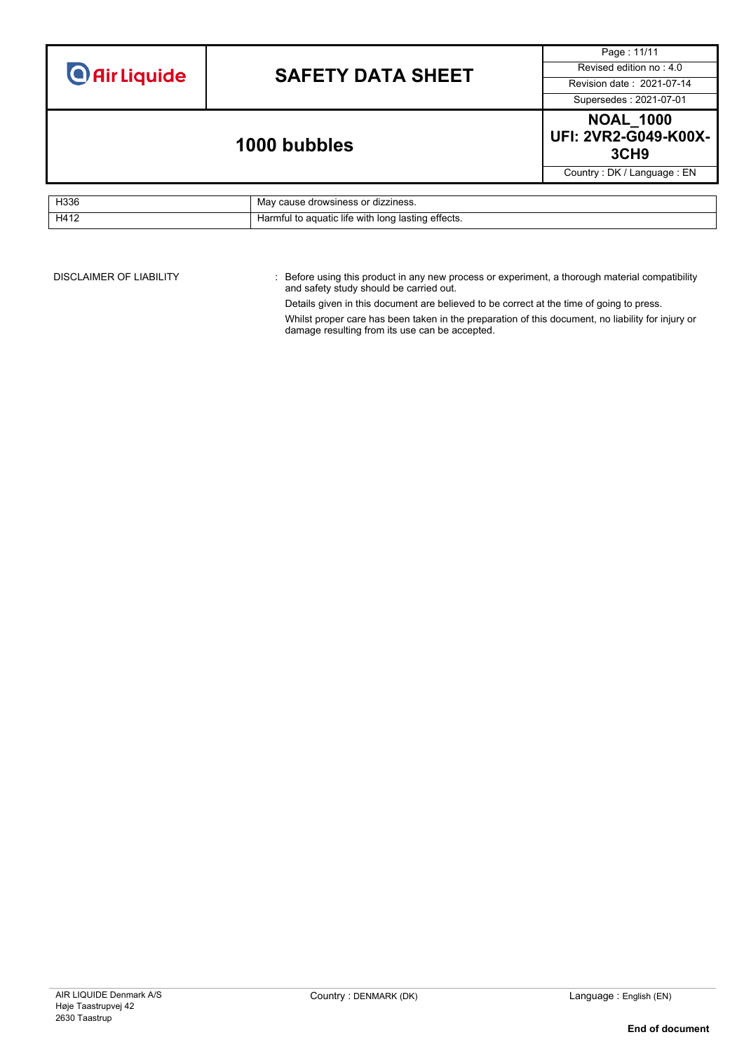| | |
|---|---|
| H336 | May cause drowsiness or dizziness. |
| H412 | Harmful to aquatic life with long lasting effects. |

DISCLAIMER OF LIABILITY : Before using this product in any new process or experiment, a thorough material compatibility and safety study should be carried out.

Details given in this document are believed to be correct at the time of going to press.

Whilst proper care has been taken in the preparation of this document, no liability for injury or damage resulting from its use can be accepted.

End of document